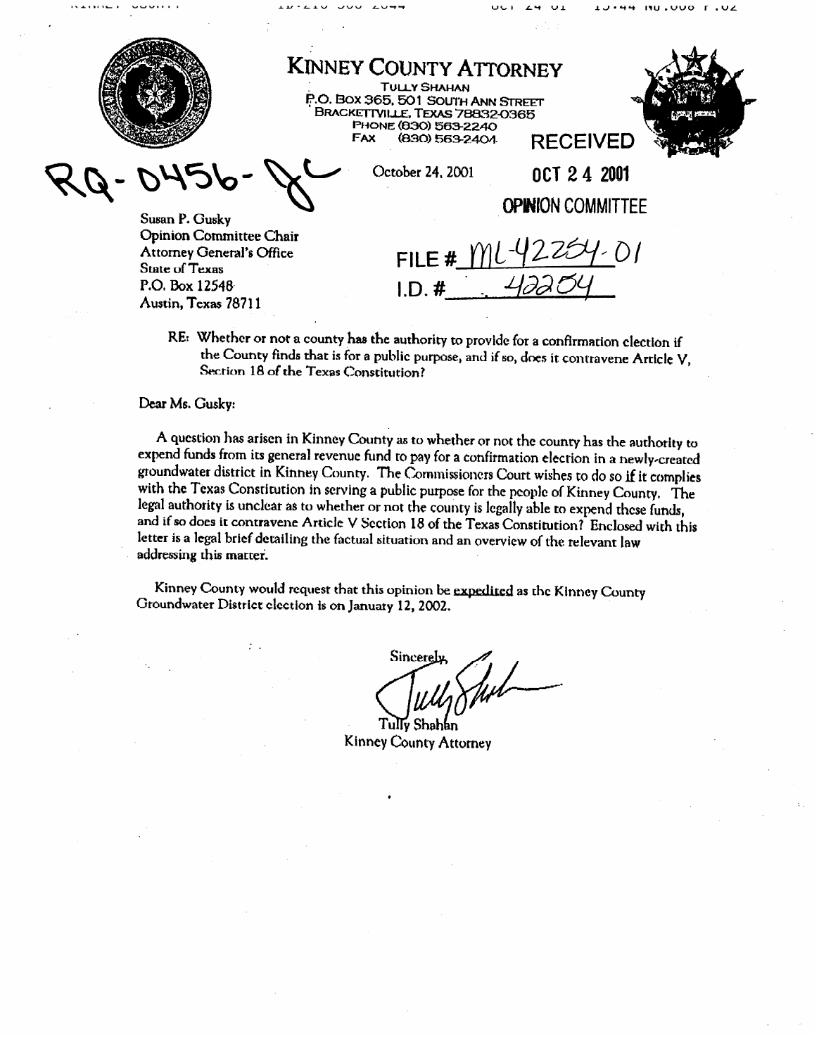# KINNEY COUNTY ATTORNEY

TULLY SHAHAN
P.O. BOX 365, 501 SOUTH ANN STREET
BRACKETTVILLE, TEXAS 78832-0365
PHONE (830) 563-2240
FAX (830) 563-2404

RQ-0456-JC

RECEIVED
OCT 24 2001
OPINION COMMITTEE

October 24, 2001

FILE # ML-42254-01
I.D. # 42254

Susan P. Gusky
Opinion Committee Chair
Attorney General's Office
State of Texas
P.O. Box 12548
Austin, Texas 78711

RE: Whether or not a county has the authority to provide for a confirmation election if the County finds that is for a public purpose, and if so, does it contravene Article V, Section 18 of the Texas Constitution?

Dear Ms. Gusky:

A question has arisen in Kinney County as to whether or not the county has the authority to expend funds from its general revenue fund to pay for a confirmation election in a newly-created groundwater district in Kinney County. The Commissioners Court wishes to do so if it complies with the Texas Constitution in serving a public purpose for the people of Kinney County. The legal authority is unclear as to whether or not the county is legally able to expend these funds, and if so does it contravene Article V Section 18 of the Texas Constitution? Enclosed with this letter is a legal brief detailing the factual situation and an overview of the relevant law addressing this matter.

Kinney County would request that this opinion be expedited as the Kinney County Groundwater District election is on January 12, 2002.

Sincerely,

Tully Shahan
Kinney County Attorney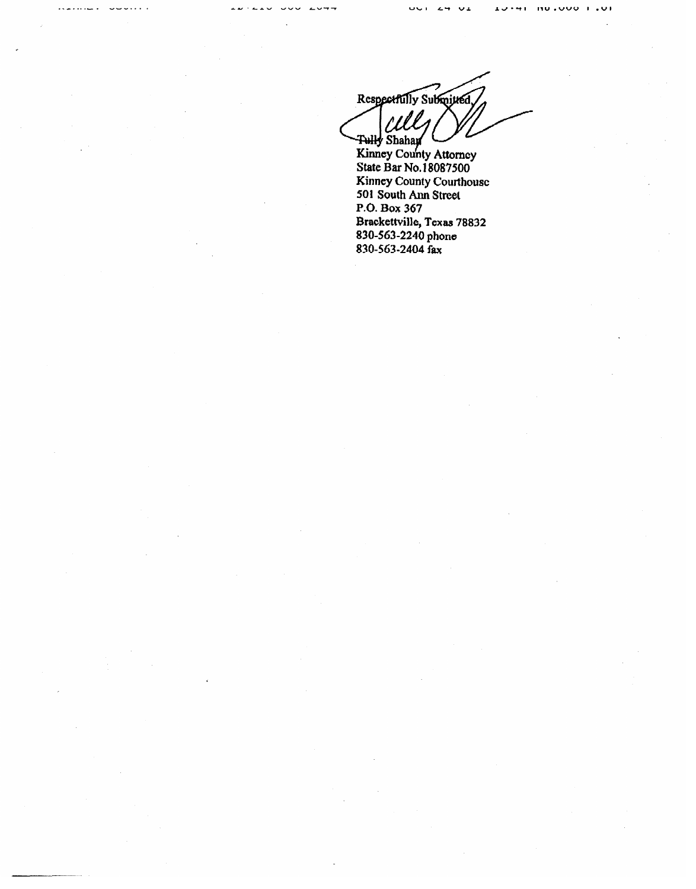Respectfully Submitted,

Tully Shahan
Kinney County Attorney
State Bar No.18087500
Kinney County Courthouse
501 South Ann Street
P.O. Box 367
Brackettville, Texas 78832
830-563-2240 phone
830-563-2404 fax